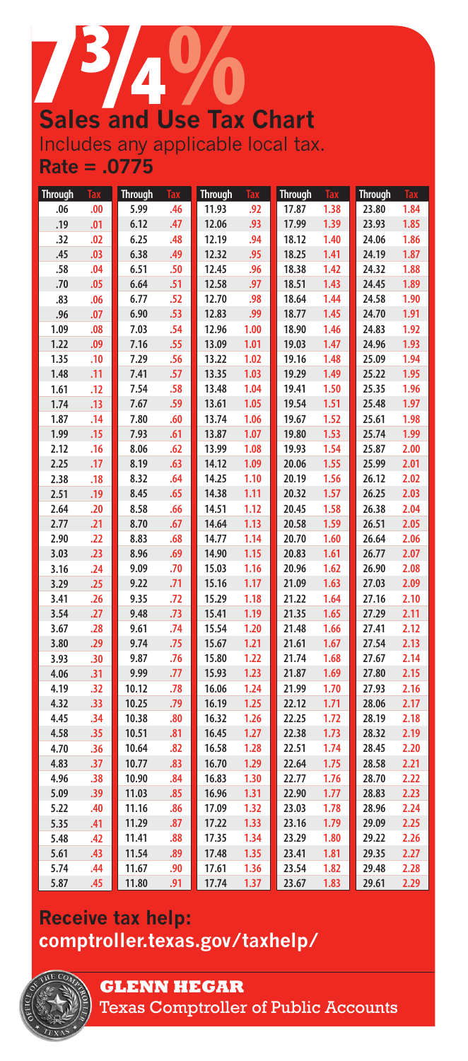# 7 3/4%

## Sales and Use Tax Chart

Includes any applicable local tax.

**Rate = .0775**

| Through | Tax | Through | Tax | Through | Tax | Through | Tax | Through | Tax |
|---|---|---|---|---|---|---|---|---|---|
| .06 | .00 | 5.99 | .46 | 11.93 | .92 | 17.87 | 1.38 | 23.80 | 1.84 |
| .19 | .01 | 6.12 | .47 | 12.06 | .93 | 17.99 | 1.39 | 23.93 | 1.85 |
| .32 | .02 | 6.25 | .48 | 12.19 | .94 | 18.12 | 1.40 | 24.06 | 1.86 |
| .45 | .03 | 6.38 | .49 | 12.32 | .95 | 18.25 | 1.41 | 24.19 | 1.87 |
| .58 | .04 | 6.51 | .50 | 12.45 | .96 | 18.38 | 1.42 | 24.32 | 1.88 |
| .70 | .05 | 6.64 | .51 | 12.58 | .97 | 18.51 | 1.43 | 24.45 | 1.89 |
| .83 | .06 | 6.77 | .52 | 12.70 | .98 | 18.64 | 1.44 | 24.58 | 1.90 |
| .96 | .07 | 6.90 | .53 | 12.83 | .99 | 18.77 | 1.45 | 24.70 | 1.91 |
| 1.09 | .08 | 7.03 | .54 | 12.96 | 1.00 | 18.90 | 1.46 | 24.83 | 1.92 |
| 1.22 | .09 | 7.16 | .55 | 13.09 | 1.01 | 19.03 | 1.47 | 24.96 | 1.93 |
| 1.35 | .10 | 7.29 | .56 | 13.22 | 1.02 | 19.16 | 1.48 | 25.09 | 1.94 |
| 1.48 | .11 | 7.41 | .57 | 13.35 | 1.03 | 19.29 | 1.49 | 25.22 | 1.95 |
| 1.61 | .12 | 7.54 | .58 | 13.48 | 1.04 | 19.41 | 1.50 | 25.35 | 1.96 |
| 1.74 | .13 | 7.67 | .59 | 13.61 | 1.05 | 19.54 | 1.51 | 25.48 | 1.97 |
| 1.87 | .14 | 7.80 | .60 | 13.74 | 1.06 | 19.67 | 1.52 | 25.61 | 1.98 |
| 1.99 | .15 | 7.93 | .61 | 13.87 | 1.07 | 19.80 | 1.53 | 25.74 | 1.99 |
| 2.12 | .16 | 8.06 | .62 | 13.99 | 1.08 | 19.93 | 1.54 | 25.87 | 2.00 |
| 2.25 | .17 | 8.19 | .63 | 14.12 | 1.09 | 20.06 | 1.55 | 25.99 | 2.01 |
| 2.38 | .18 | 8.32 | .64 | 14.25 | 1.10 | 20.19 | 1.56 | 26.12 | 2.02 |
| 2.51 | .19 | 8.45 | .65 | 14.38 | 1.11 | 20.32 | 1.57 | 26.25 | 2.03 |
| 2.64 | .20 | 8.58 | .66 | 14.51 | 1.12 | 20.45 | 1.58 | 26.38 | 2.04 |
| 2.77 | .21 | 8.70 | .67 | 14.64 | 1.13 | 20.58 | 1.59 | 26.51 | 2.05 |
| 2.90 | .22 | 8.83 | .68 | 14.77 | 1.14 | 20.70 | 1.60 | 26.64 | 2.06 |
| 3.03 | .23 | 8.96 | .69 | 14.90 | 1.15 | 20.83 | 1.61 | 26.77 | 2.07 |
| 3.16 | .24 | 9.09 | .70 | 15.03 | 1.16 | 20.96 | 1.62 | 26.90 | 2.08 |
| 3.29 | .25 | 9.22 | .71 | 15.16 | 1.17 | 21.09 | 1.63 | 27.03 | 2.09 |
| 3.41 | .26 | 9.35 | .72 | 15.29 | 1.18 | 21.22 | 1.64 | 27.16 | 2.10 |
| 3.54 | .27 | 9.48 | .73 | 15.41 | 1.19 | 21.35 | 1.65 | 27.29 | 2.11 |
| 3.67 | .28 | 9.61 | .74 | 15.54 | 1.20 | 21.48 | 1.66 | 27.41 | 2.12 |
| 3.80 | .29 | 9.74 | .75 | 15.67 | 1.21 | 21.61 | 1.67 | 27.54 | 2.13 |
| 3.93 | .30 | 9.87 | .76 | 15.80 | 1.22 | 21.74 | 1.68 | 27.67 | 2.14 |
| 4.06 | .31 | 9.99 | .77 | 15.93 | 1.23 | 21.87 | 1.69 | 27.80 | 2.15 |
| 4.19 | .32 | 10.12 | .78 | 16.06 | 1.24 | 21.99 | 1.70 | 27.93 | 2.16 |
| 4.32 | .33 | 10.25 | .79 | 16.19 | 1.25 | 22.12 | 1.71 | 28.06 | 2.17 |
| 4.45 | .34 | 10.38 | .80 | 16.32 | 1.26 | 22.25 | 1.72 | 28.19 | 2.18 |
| 4.58 | .35 | 10.51 | .81 | 16.45 | 1.27 | 22.38 | 1.73 | 28.32 | 2.19 |
| 4.70 | .36 | 10.64 | .82 | 16.58 | 1.28 | 22.51 | 1.74 | 28.45 | 2.20 |
| 4.83 | .37 | 10.77 | .83 | 16.70 | 1.29 | 22.64 | 1.75 | 28.58 | 2.21 |
| 4.96 | .38 | 10.90 | .84 | 16.83 | 1.30 | 22.77 | 1.76 | 28.70 | 2.22 |
| 5.09 | .39 | 11.03 | .85 | 16.96 | 1.31 | 22.90 | 1.77 | 28.83 | 2.23 |
| 5.22 | .40 | 11.16 | .86 | 17.09 | 1.32 | 23.03 | 1.78 | 28.96 | 2.24 |
| 5.35 | .41 | 11.29 | .87 | 17.22 | 1.33 | 23.16 | 1.79 | 29.09 | 2.25 |
| 5.48 | .42 | 11.41 | .88 | 17.35 | 1.34 | 23.29 | 1.80 | 29.22 | 2.26 |
| 5.61 | .43 | 11.54 | .89 | 17.48 | 1.35 | 23.41 | 1.81 | 29.35 | 2.27 |
| 5.74 | .44 | 11.67 | .90 | 17.61 | 1.36 | 23.54 | 1.82 | 29.48 | 2.28 |
| 5.87 | .45 | 11.80 | .91 | 17.74 | 1.37 | 23.67 | 1.83 | 29.61 | 2.29 |

**Receive tax help:**
**comptroller.texas.gov/taxhelp/**

**GLENN HEGAR**
Texas Comptroller of Public Accounts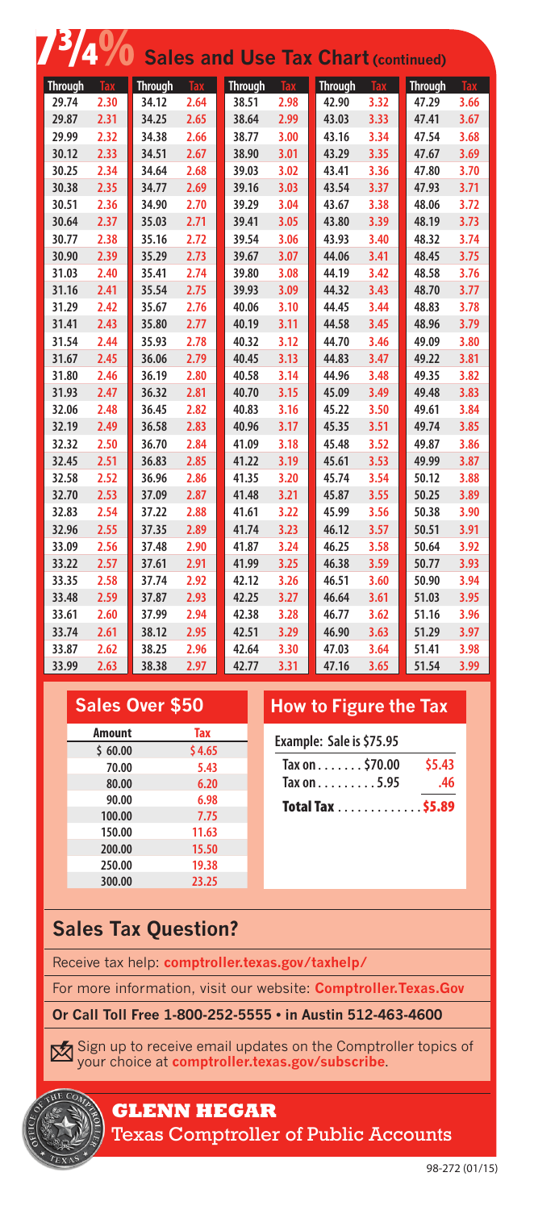# 7¾% Sales and Use Tax Chart (continued)

| Through | Tax | Through | Tax | Through | Tax | Through | Tax | Through | Tax |
|---|---|---|---|---|---|---|---|---|---|
| 29.74 | 2.30 | 34.12 | 2.64 | 38.51 | 2.98 | 42.90 | 3.32 | 47.29 | 3.66 |
| 29.87 | 2.31 | 34.25 | 2.65 | 38.64 | 2.99 | 43.03 | 3.33 | 47.41 | 3.67 |
| 29.99 | 2.32 | 34.38 | 2.66 | 38.77 | 3.00 | 43.16 | 3.34 | 47.54 | 3.68 |
| 30.12 | 2.33 | 34.51 | 2.67 | 38.90 | 3.01 | 43.29 | 3.35 | 47.67 | 3.69 |
| 30.25 | 2.34 | 34.64 | 2.68 | 39.03 | 3.02 | 43.41 | 3.36 | 47.80 | 3.70 |
| 30.38 | 2.35 | 34.77 | 2.69 | 39.16 | 3.03 | 43.54 | 3.37 | 47.93 | 3.71 |
| 30.51 | 2.36 | 34.90 | 2.70 | 39.29 | 3.04 | 43.67 | 3.38 | 48.06 | 3.72 |
| 30.64 | 2.37 | 35.03 | 2.71 | 39.41 | 3.05 | 43.80 | 3.39 | 48.19 | 3.73 |
| 30.77 | 2.38 | 35.16 | 2.72 | 39.54 | 3.06 | 43.93 | 3.40 | 48.32 | 3.74 |
| 30.90 | 2.39 | 35.29 | 2.73 | 39.67 | 3.07 | 44.06 | 3.41 | 48.45 | 3.75 |
| 31.03 | 2.40 | 35.41 | 2.74 | 39.80 | 3.08 | 44.19 | 3.42 | 48.58 | 3.76 |
| 31.16 | 2.41 | 35.54 | 2.75 | 39.93 | 3.09 | 44.32 | 3.43 | 48.70 | 3.77 |
| 31.29 | 2.42 | 35.67 | 2.76 | 40.06 | 3.10 | 44.45 | 3.44 | 48.83 | 3.78 |
| 31.41 | 2.43 | 35.80 | 2.77 | 40.19 | 3.11 | 44.58 | 3.45 | 48.96 | 3.79 |
| 31.54 | 2.44 | 35.93 | 2.78 | 40.32 | 3.12 | 44.70 | 3.46 | 49.09 | 3.80 |
| 31.67 | 2.45 | 36.06 | 2.79 | 40.45 | 3.13 | 44.83 | 3.47 | 49.22 | 3.81 |
| 31.80 | 2.46 | 36.19 | 2.80 | 40.58 | 3.14 | 44.96 | 3.48 | 49.35 | 3.82 |
| 31.93 | 2.47 | 36.32 | 2.81 | 40.70 | 3.15 | 45.09 | 3.49 | 49.48 | 3.83 |
| 32.06 | 2.48 | 36.45 | 2.82 | 40.83 | 3.16 | 45.22 | 3.50 | 49.61 | 3.84 |
| 32.19 | 2.49 | 36.58 | 2.83 | 40.96 | 3.17 | 45.35 | 3.51 | 49.74 | 3.85 |
| 32.32 | 2.50 | 36.70 | 2.84 | 41.09 | 3.18 | 45.48 | 3.52 | 49.87 | 3.86 |
| 32.45 | 2.51 | 36.83 | 2.85 | 41.22 | 3.19 | 45.61 | 3.53 | 49.99 | 3.87 |
| 32.58 | 2.52 | 36.96 | 2.86 | 41.35 | 3.20 | 45.74 | 3.54 | 50.12 | 3.88 |
| 32.70 | 2.53 | 37.09 | 2.87 | 41.48 | 3.21 | 45.87 | 3.55 | 50.25 | 3.89 |
| 32.83 | 2.54 | 37.22 | 2.88 | 41.61 | 3.22 | 45.99 | 3.56 | 50.38 | 3.90 |
| 32.96 | 2.55 | 37.35 | 2.89 | 41.74 | 3.23 | 46.12 | 3.57 | 50.51 | 3.91 |
| 33.09 | 2.56 | 37.48 | 2.90 | 41.87 | 3.24 | 46.25 | 3.58 | 50.64 | 3.92 |
| 33.22 | 2.57 | 37.61 | 2.91 | 41.99 | 3.25 | 46.38 | 3.59 | 50.77 | 3.93 |
| 33.35 | 2.58 | 37.74 | 2.92 | 42.12 | 3.26 | 46.51 | 3.60 | 50.90 | 3.94 |
| 33.48 | 2.59 | 37.87 | 2.93 | 42.25 | 3.27 | 46.64 | 3.61 | 51.03 | 3.95 |
| 33.61 | 2.60 | 37.99 | 2.94 | 42.38 | 3.28 | 46.77 | 3.62 | 51.16 | 3.96 |
| 33.74 | 2.61 | 38.12 | 2.95 | 42.51 | 3.29 | 46.90 | 3.63 | 51.29 | 3.97 |
| 33.87 | 2.62 | 38.25 | 2.96 | 42.64 | 3.30 | 47.03 | 3.64 | 51.41 | 3.98 |
| 33.99 | 2.63 | 38.38 | 2.97 | 42.77 | 3.31 | 47.16 | 3.65 | 51.54 | 3.99 |

## Sales Over $50

| Amount | Tax |
|---|---|
| $ 60.00 | $ 4.65 |
| 70.00 | 5.43 |
| 80.00 | 6.20 |
| 90.00 | 6.98 |
| 100.00 | 7.75 |
| 150.00 | 11.63 |
| 200.00 | 15.50 |
| 250.00 | 19.38 |
| 300.00 | 23.25 |

## How to Figure the Tax

**Example: Sale is $75.95**

| | |
|---|---|
| Tax on . . . . . . . $70.00 | $5.43 |
| Tax on . . . . . . . . . 5.95 | .46 |
| **Total Tax . . . . . . . . . . . . .** | **$5.89** |

## Sales Tax Question?

Receive tax help: **comptroller.texas.gov/taxhelp/**

For more information, visit our website: **Comptroller.Texas.Gov**

**Or Call Toll Free 1-800-252-5555 • in Austin 512-463-4600**

Sign up to receive email updates on the Comptroller topics of your choice at **comptroller.texas.gov/subscribe**.

**GLENN HEGAR**
Texas Comptroller of Public Accounts

98-272 (01/15)